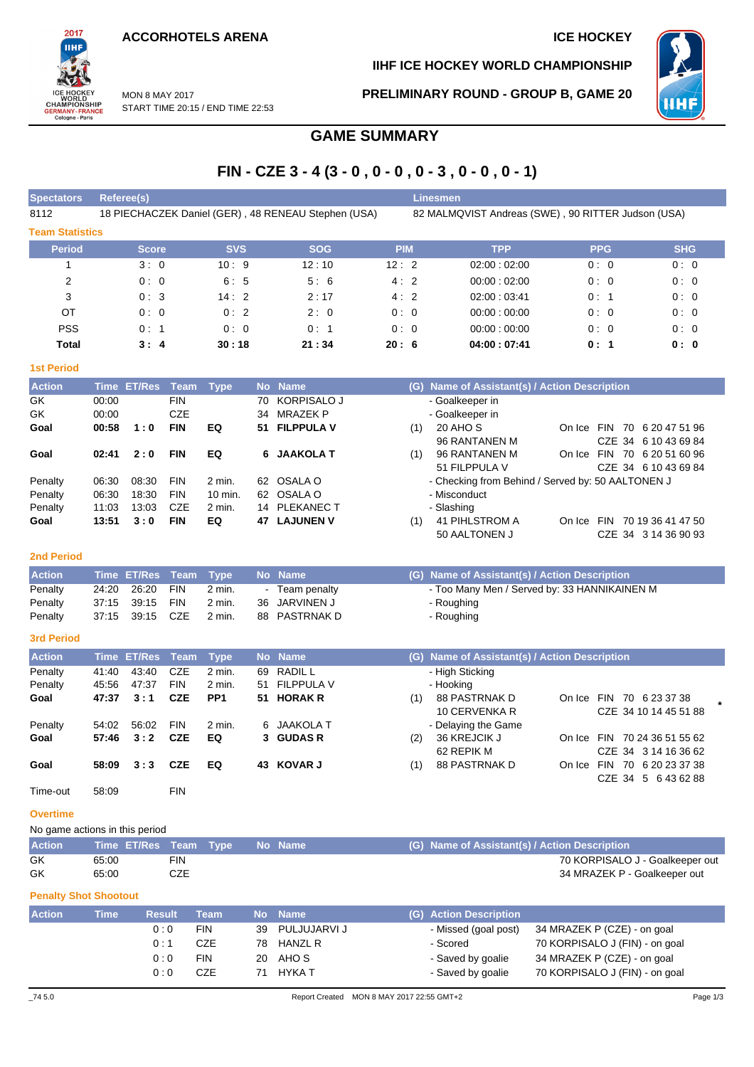ACCORHOTELS ARENA

ICE HOCKEY

IIHF ICE HOCKEY WORLD CHAMPIONSHIP

MON 8 MAY 2017
START TIME 20:15 / END TIME 22:53

PRELIMINARY ROUND - GROUP B, GAME 20

# GAME SUMMARY

## FIN - CZE 3 - 4 (3 - 0 , 0 - 0 , 0 - 3 , 0 - 0 , 0 - 1)

| Spectators | Referee(s) | Linesmen |
|---|---|---|
| 8112 | 18 PIECHACZEK Daniel (GER) , 48 RENEAU Stephen (USA) | 82 MALMQVIST Andreas (SWE) , 90 RITTER Judson (USA) |

### Team Statistics

| Period | Score | SVS | SOG | PIM | TPP | PPG | SHG |
|---|---|---|---|---|---|---|---|
| 1 | 3 : 0 | 10 : 9 | 12 : 10 | 12 : 2 | 02:00 : 02:00 | 0 : 0 | 0 : 0 |
| 2 | 0 : 0 | 6 : 5 | 5 : 6 | 4 : 2 | 00:00 : 02:00 | 0 : 0 | 0 : 0 |
| 3 | 0 : 3 | 14 : 2 | 2 : 17 | 4 : 2 | 02:00 : 03:41 | 0 : 1 | 0 : 0 |
| OT | 0 : 0 | 0 : 2 | 2 : 0 | 0 : 0 | 00:00 : 00:00 | 0 : 0 | 0 : 0 |
| PSS | 0 : 1 | 0 : 0 | 0 : 1 | 0 : 0 | 00:00 : 00:00 | 0 : 0 | 0 : 0 |
| **Total** | **3 : 4** | **30 : 18** | **21 : 34** | **20 : 6** | **04:00 : 07:41** | **0 : 1** | **0 : 0** |

### 1st Period

| Action | Time | ET/Res | Team | Type | No | Name | (G) | Name of Assistant(s) / Action Description | |
|---|---|---|---|---|---|---|---|---|---|
| GK | 00:00 | | FIN | | 70 | KORPISALO J | | - Goalkeeper in | |
| GK | 00:00 | | CZE | | 34 | MRAZEK P | | - Goalkeeper in | |
| **Goal** | **00:58** | **1 : 0** | **FIN** | **EQ** | **51** | **FILPPULA V** | (1) | 20 AHO S<br>96 RANTANEN M | On Ice FIN 70 6 20 47 51 96<br>CZE 34 6 10 43 69 84 |
| **Goal** | **02:41** | **2 : 0** | **FIN** | **EQ** | **6** | **JAAKOLA T** | (1) | 96 RANTANEN M<br>51 FILPPULA V | On Ice FIN 70 6 20 51 60 96<br>CZE 34 6 10 43 69 84 |
| Penalty | 06:30 | 08:30 | FIN | 2 min. | 62 | OSALA O | | - Checking from Behind / Served by: 50 AALTONEN J | |
| Penalty | 06:30 | 18:30 | FIN | 10 min. | 62 | OSALA O | | - Misconduct | |
| Penalty | 11:03 | 13:03 | CZE | 2 min. | 14 | PLEKANEC T | | - Slashing | |
| **Goal** | **13:51** | **3 : 0** | **FIN** | **EQ** | **47** | **LAJUNEN V** | (1) | 41 PIHLSTROM A<br>50 AALTONEN J | On Ice FIN 70 19 36 41 47 50<br>CZE 34 3 14 36 90 93 |

### 2nd Period

| Action | Time | ET/Res | Team | Type | No | Name | (G) | Name of Assistant(s) / Action Description |
|---|---|---|---|---|---|---|---|---|
| Penalty | 24:20 | 26:20 | FIN | 2 min. | - | Team penalty | | - Too Many Men / Served by: 33 HANNIKAINEN M |
| Penalty | 37:15 | 39:15 | FIN | 2 min. | 36 | JARVINEN J | | - Roughing |
| Penalty | 37:15 | 39:15 | CZE | 2 min. | 88 | PASTRNAK D | | - Roughing |

### 3rd Period

| Action | Time | ET/Res | Team | Type | No | Name | (G) | Name of Assistant(s) / Action Description | |
|---|---|---|---|---|---|---|---|---|---|
| Penalty | 41:40 | 43:40 | CZE | 2 min. | 69 | RADIL L | | - High Sticking | |
| Penalty | 45:56 | 47:37 | FIN | 2 min. | 51 | FILPPULA V | | - Hooking | |
| **Goal** | **47:37** | **3 : 1** | **CZE** | **PP1** | **51** | **HORAK R** | (1) | 88 PASTRNAK D<br>10 CERVENKA R | On Ice FIN 70 6 23 37 38<br>CZE 34 10 14 45 51 88 * |
| Penalty | 54:02 | 56:02 | FIN | 2 min. | 6 | JAAKOLA T | | - Delaying the Game | |
| **Goal** | **57:46** | **3 : 2** | **CZE** | **EQ** | **3** | **GUDAS R** | (2) | 36 KREJCIK J<br>62 REPIK M | On Ice FIN 70 24 36 51 55 62<br>CZE 34 3 14 16 36 62 |
| **Goal** | **58:09** | **3 : 3** | **CZE** | **EQ** | **43** | **KOVAR J** | (1) | 88 PASTRNAK D | On Ice FIN 70 6 20 23 37 38<br>CZE 34 5 6 43 62 88 |
| Time-out | 58:09 | | FIN | | | | | | |

### Overtime

No game actions in this period

| Action | Time | ET/Res | Team | Type | No | Name | (G) | Name of Assistant(s) / Action Description |
|---|---|---|---|---|---|---|---|---|
| GK | 65:00 | | FIN | | | | | 70 KORPISALO J - Goalkeeper out |
| GK | 65:00 | | CZE | | | | | 34 MRAZEK P - Goalkeeper out |

### Penalty Shot Shootout

| Action | Time | Result | Team | No | Name | (G) | Action Description | |
|---|---|---|---|---|---|---|---|---|
| | | 0 : 0 | FIN | 39 | PULJUJARVI J | | - Missed (goal post) | 34 MRAZEK P (CZE) - on goal |
| | | 0 : 1 | CZE | 78 | HANZL R | | - Scored | 70 KORPISALO J (FIN) - on goal |
| | | 0 : 0 | FIN | 20 | AHO S | | - Saved by goalie | 34 MRAZEK P (CZE) - on goal |
| | | 0 : 0 | CZE | 71 | HYKA T | | - Saved by goalie | 70 KORPISALO J (FIN) - on goal |

_74 5.0 Report Created MON 8 MAY 2017 22:55 GMT+2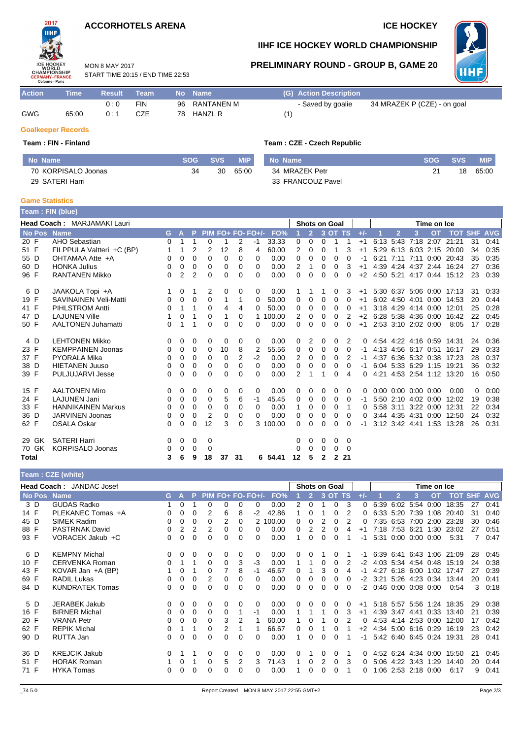**ACCORHOTELS ARENA**

**ICE HOCKEY**

MON 8 MAY 2017
START TIME 20:15 / END TIME 22:53

**IIHF ICE HOCKEY WORLD CHAMPIONSHIP**

**PRELIMINARY ROUND - GROUP B, GAME 20**

| Action | Time | Result | Team | No | Name | (G) | Action Description | |
|---|---|---|---|---|---|---|---|---|
| | | 0 : 0 | FIN | 96 | RANTANEN M | | - Saved by goalie | 34 MRAZEK P (CZE) - on goal |
| GWG | 65:00 | 0 : 1 | CZE | 78 | HANZL R | (1) | | |

### Goalkeeper Records

**Team : FIN - Finland**

| No | Name | SOG | SVS | MIP |
|---|---|---|---|---|
| 70 | KORPISALO Joonas | 34 | 30 | 65:00 |
| 29 | SATERI Harri | | | |

**Team : CZE - Czech Republic**

| No | Name | SOG | SVS | MIP |
|---|---|---|---|---|
| 34 | MRAZEK Petr | 21 | 18 | 65:00 |
| 33 | FRANCOUZ Pavel | | | |

### Game Statistics

**Team : FIN (blue)**

Head Coach : MARJAMAKI Lauri

| No | Pos | Name | G | A | P | PIM | FO+ | FO- | FO+/- | FO% | SOG 1 | SOG 2 | SOG 3 | SOG OT | SOG TS | +/- | TOI 1 | TOI 2 | TOI 3 | TOI OT | TOI TOT | SHF | AVG |
|---|---|---|---|---|---|---|---|---|---|---|---|---|---|---|---|---|---|---|---|---|---|---|---|
| 20 | F | AHO Sebastian | 0 | 1 | 1 | 0 | 1 | 2 | -1 | 33.33 | 0 | 0 | 0 | 1 | 1 | +1 | 6:13 | 5:43 | 7:18 | 2:07 | 21:21 | 31 | 0:41 |
| 51 | F | FILPPULA Valtteri +C (BP) | 1 | 1 | 2 | 2 | 12 | 8 | 4 | 60.00 | 2 | 0 | 0 | 1 | 3 | +1 | 5:29 | 6:13 | 6:03 | 2:15 | 20:00 | 34 | 0:35 |
| 55 | D | OHTAMAA Atte +A | 0 | 0 | 0 | 0 | 0 | 0 | 0 | 0.00 | 0 | 0 | 0 | 0 | 0 | -1 | 6:21 | 7:11 | 7:11 | 0:00 | 20:43 | 35 | 0:35 |
| 60 | D | HONKA Julius | 0 | 0 | 0 | 0 | 0 | 0 | 0 | 0.00 | 2 | 1 | 0 | 0 | 3 | +1 | 4:39 | 4:24 | 4:37 | 2:44 | 16:24 | 27 | 0:36 |
| 96 | F | RANTANEN Mikko | 0 | 2 | 2 | 0 | 0 | 0 | 0 | 0.00 | 0 | 0 | 0 | 0 | 0 | +2 | 4:50 | 5:21 | 4:17 | 0:44 | 15:12 | 23 | 0:39 |
| 6 | D | JAAKOLA Topi +A | 1 | 0 | 1 | 2 | 0 | 0 | 0 | 0.00 | 1 | 1 | 1 | 0 | 3 | +1 | 5:30 | 6:37 | 5:06 | 0:00 | 17:13 | 31 | 0:33 |
| 19 | F | SAVINAINEN Veli-Matti | 0 | 0 | 0 | 0 | 1 | 1 | 0 | 50.00 | 0 | 0 | 0 | 0 | 0 | +1 | 6:02 | 4:50 | 4:01 | 0:00 | 14:53 | 20 | 0:44 |
| 41 | F | PIHLSTROM Antti | 0 | 1 | 1 | 0 | 4 | 4 | 0 | 50.00 | 0 | 0 | 0 | 0 | 0 | +1 | 3:18 | 4:29 | 4:14 | 0:00 | 12:01 | 25 | 0:28 |
| 47 | D | LAJUNEN Ville | 1 | 0 | 1 | 0 | 1 | 0 | 1 | 100.00 | 2 | 0 | 0 | 0 | 2 | +2 | 6:28 | 5:38 | 4:36 | 0:00 | 16:42 | 22 | 0:45 |
| 50 | F | AALTONEN Juhamatti | 0 | 1 | 1 | 0 | 0 | 0 | 0 | 0.00 | 0 | 0 | 0 | 0 | 0 | +1 | 2:53 | 3:10 | 2:02 | 0:00 | 8:05 | 17 | 0:28 |
| 4 | D | LEHTONEN Mikko | 0 | 0 | 0 | 0 | 0 | 0 | 0 | 0.00 | 0 | 2 | 0 | 0 | 2 | 0 | 4:54 | 4:22 | 4:16 | 0:59 | 14:31 | 24 | 0:36 |
| 23 | F | KEMPPAINEN Joonas | 0 | 0 | 0 | 0 | 10 | 8 | 2 | 55.56 | 0 | 0 | 0 | 0 | 0 | -1 | 4:13 | 4:56 | 6:17 | 0:51 | 16:17 | 29 | 0:33 |
| 37 | F | PYORALA Mika | 0 | 0 | 0 | 0 | 0 | 2 | -2 | 0.00 | 2 | 0 | 0 | 0 | 2 | -1 | 4:37 | 6:36 | 5:32 | 0:38 | 17:23 | 28 | 0:37 |
| 38 | D | HIETANEN Juuso | 0 | 0 | 0 | 0 | 0 | 0 | 0 | 0.00 | 0 | 0 | 0 | 0 | 0 | -1 | 6:04 | 5:33 | 6:29 | 1:15 | 19:21 | 36 | 0:32 |
| 39 | F | PULJUJARVI Jesse | 0 | 0 | 0 | 0 | 0 | 0 | 0 | 0.00 | 2 | 1 | 1 | 0 | 4 | 0 | 4:21 | 4:53 | 2:54 | 1:12 | 13:20 | 16 | 0:50 |
| 15 | F | AALTONEN Miro | 0 | 0 | 0 | 0 | 0 | 0 | 0 | 0.00 | 0 | 0 | 0 | 0 | 0 | 0 | 0:00 | 0:00 | 0:00 | 0:00 | 0:00 | 0 | 0:00 |
| 24 | F | LAJUNEN Jani | 0 | 0 | 0 | 0 | 5 | 6 | -1 | 45.45 | 0 | 0 | 0 | 0 | 0 | -1 | 5:50 | 2:10 | 4:02 | 0:00 | 12:02 | 19 | 0:38 |
| 33 | F | HANNIKAINEN Markus | 0 | 0 | 0 | 0 | 0 | 0 | 0 | 0.00 | 1 | 0 | 0 | 0 | 1 | 0 | 5:58 | 3:11 | 3:22 | 0:00 | 12:31 | 22 | 0:34 |
| 36 | D | JARVINEN Joonas | 0 | 0 | 0 | 2 | 0 | 0 | 0 | 0.00 | 0 | 0 | 0 | 0 | 0 | 0 | 3:44 | 4:35 | 4:31 | 0:00 | 12:50 | 24 | 0:32 |
| 62 | F | OSALA Oskar | 0 | 0 | 0 | 12 | 3 | 0 | 3 | 100.00 | 0 | 0 | 0 | 0 | 0 | -1 | 3:12 | 3:42 | 4:41 | 1:53 | 13:28 | 26 | 0:31 |
| 29 | GK | SATERI Harri | 0 | 0 | 0 | 0 | | | | | 0 | 0 | 0 | 0 | 0 | | | | | | | | |
| 70 | GK | KORPISALO Joonas | 0 | 0 | 0 | 0 | | | | | 0 | 0 | 0 | 0 | 0 | | | | | | | | |
| Total | | | 3 | 6 | 9 | 18 | 37 | 31 | 6 | 54.41 | 12 | 5 | 2 | 2 | 21 | | | | | | | | |

**Team : CZE (white)**

Head Coach : JANDAC Josef

| No | Pos | Name | G | A | P | PIM | FO+ | FO- | FO+/- | FO% | SOG 1 | SOG 2 | SOG 3 | SOG OT | SOG TS | +/- | TOI 1 | TOI 2 | TOI 3 | TOI OT | TOI TOT | SHF | AVG |
|---|---|---|---|---|---|---|---|---|---|---|---|---|---|---|---|---|---|---|---|---|---|---|---|
| 3 | D | GUDAS Radko | 1 | 0 | 1 | 0 | 0 | 0 | 0 | 0.00 | 2 | 0 | 1 | 0 | 3 | 0 | 6:39 | 6:02 | 5:54 | 0:00 | 18:35 | 27 | 0:41 |
| 14 | F | PLEKANEC Tomas +A | 0 | 0 | 0 | 2 | 6 | 8 | -2 | 42.86 | 1 | 0 | 1 | 0 | 2 | 0 | 6:33 | 5:20 | 7:39 | 1:08 | 20:40 | 31 | 0:40 |
| 45 | D | SIMEK Radim | 0 | 0 | 0 | 0 | 2 | 0 | 2 | 100.00 | 0 | 0 | 2 | 0 | 2 | 0 | 7:35 | 6:53 | 7:00 | 2:00 | 23:28 | 30 | 0:46 |
| 88 | F | PASTRNAK David | 0 | 2 | 2 | 2 | 0 | 0 | 0 | 0.00 | 0 | 2 | 2 | 0 | 4 | +1 | 7:18 | 7:53 | 6:21 | 1:30 | 23:02 | 27 | 0:51 |
| 93 | F | VORACEK Jakub +C | 0 | 0 | 0 | 0 | 0 | 0 | 0 | 0.00 | 1 | 0 | 0 | 0 | 1 | -1 | 5:31 | 0:00 | 0:00 | 0:00 | 5:31 | 7 | 0:47 |
| 6 | D | KEMPNY Michal | 0 | 0 | 0 | 0 | 0 | 0 | 0 | 0.00 | 0 | 0 | 1 | 0 | 1 | -1 | 6:39 | 6:41 | 6:43 | 1:06 | 21:09 | 28 | 0:45 |
| 10 | F | CERVENKA Roman | 0 | 1 | 1 | 0 | 0 | 3 | -3 | 0.00 | 1 | 1 | 0 | 0 | 2 | -2 | 4:03 | 5:34 | 4:54 | 0:48 | 15:19 | 24 | 0:38 |
| 43 | F | KOVAR Jan +A (BP) | 1 | 0 | 1 | 0 | 7 | 8 | -1 | 46.67 | 0 | 1 | 3 | 0 | 4 | -1 | 4:27 | 6:18 | 6:00 | 1:02 | 17:47 | 27 | 0:39 |
| 69 | F | RADIL Lukas | 0 | 0 | 0 | 2 | 0 | 0 | 0 | 0.00 | 0 | 0 | 0 | 0 | 0 | -2 | 3:21 | 5:26 | 4:23 | 0:34 | 13:44 | 20 | 0:41 |
| 84 | D | KUNDRATEK Tomas | 0 | 0 | 0 | 0 | 0 | 0 | 0 | 0.00 | 0 | 0 | 0 | 0 | 0 | -2 | 0:46 | 0:00 | 0:08 | 0:00 | 0:54 | 3 | 0:18 |
| 5 | D | JERABEK Jakub | 0 | 0 | 0 | 0 | 0 | 0 | 0 | 0.00 | 0 | 0 | 0 | 0 | 0 | +1 | 5:18 | 5:57 | 5:56 | 1:24 | 18:35 | 29 | 0:38 |
| 16 | F | BIRNER Michal | 0 | 0 | 0 | 0 | 0 | 1 | -1 | 0.00 | 1 | 1 | 1 | 0 | 3 | +1 | 4:39 | 3:47 | 4:41 | 0:33 | 13:40 | 21 | 0:39 |
| 20 | F | VRANA Petr | 0 | 0 | 0 | 0 | 3 | 2 | 1 | 60.00 | 1 | 0 | 1 | 0 | 2 | 0 | 4:53 | 4:14 | 2:53 | 0:00 | 12:00 | 17 | 0:42 |
| 62 | F | REPIK Michal | 0 | 1 | 1 | 0 | 2 | 1 | 1 | 66.67 | 0 | 0 | 1 | 0 | 1 | +2 | 4:34 | 5:00 | 6:16 | 0:29 | 16:19 | 23 | 0:42 |
| 90 | D | RUTTA Jan | 0 | 0 | 0 | 0 | 0 | 0 | 0 | 0.00 | 1 | 0 | 0 | 0 | 1 | -1 | 5:42 | 6:40 | 6:45 | 0:24 | 19:31 | 28 | 0:41 |
| 36 | D | KREJCIK Jakub | 0 | 1 | 1 | 0 | 0 | 0 | 0 | 0.00 | 0 | 1 | 0 | 0 | 1 | 0 | 4:52 | 6:24 | 4:34 | 0:00 | 15:50 | 21 | 0:45 |
| 51 | F | HORAK Roman | 1 | 0 | 1 | 0 | 5 | 2 | 3 | 71.43 | 1 | 0 | 2 | 0 | 3 | 0 | 5:06 | 4:22 | 3:43 | 1:29 | 14:40 | 20 | 0:44 |
| 71 | F | HYKA Tomas | 0 | 0 | 0 | 0 | 0 | 0 | 0 | 0.00 | 1 | 0 | 0 | 0 | 1 | 0 | 1:06 | 2:53 | 2:18 | 0:00 | 6:17 | 9 | 0:41 |

_74 5.0 Report Created MON 8 MAY 2017 22:55 GMT+2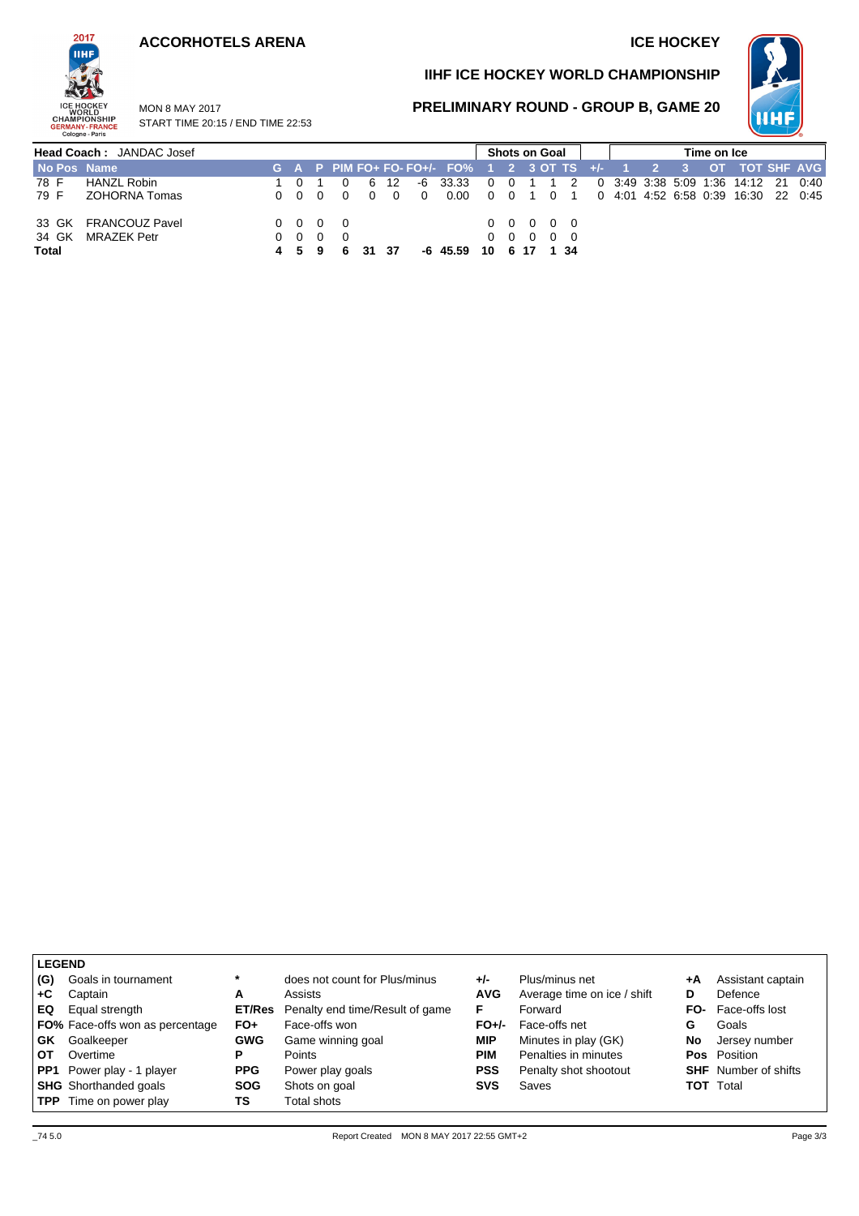**ACCORHOTELS ARENA**

**ICE HOCKEY**

## IIHF ICE HOCKEY WORLD CHAMPIONSHIP

## PRELIMINARY ROUND - GROUP B, GAME 20

MON 8 MAY 2017
START TIME 20:15 / END TIME 22:53

**Head Coach :** JANDAC Josef

| No | Pos | Name | G | A | P | PIM | FO+ | FO- | FO+/- | FO% | SOG 1 | SOG 2 | SOG 3 | SOG OT | SOG TS | +/- | TOI 1 | TOI 2 | TOI 3 | TOI OT | TOT | SHF | AVG |
|---|---|---|---|---|---|---|---|---|---|---|---|---|---|---|---|---|---|---|---|---|---|---|---|
| 78 | F | HANZL Robin | 1 | 0 | 1 | 0 | 6 | 12 | -6 | 33.33 | 0 | 0 | 1 | 1 | 2 | 0 | 3:49 | 3:38 | 5:09 | 1:36 | 14:12 | 21 | 0:40 |
| 79 | F | ZOHORNA Tomas | 0 | 0 | 0 | 0 | 0 | 0 | 0 | 0.00 | 0 | 0 | 1 | 0 | 1 | 0 | 4:01 | 4:52 | 6:58 | 0:39 | 16:30 | 22 | 0:45 |
| 33 | GK | FRANCOUZ Pavel | 0 | 0 | 0 | 0 | | | | | 0 | 0 | 0 | 0 | 0 | | | | | | | | |
| 34 | GK | MRAZEK Petr | 0 | 0 | 0 | 0 | | | | | 0 | 0 | 0 | 0 | 0 | | | | | | | | |
| **Total** | | | **4** | **5** | **9** | **6** | **31** | **37** | **-6** | **45.59** | **10** | **6** | **17** | **1** | **34** | | | | | | | | |

**LEGEND**

| | | | | | | | |
|---|---|---|---|---|---|---|---|
| **(G)** | Goals in tournament | **\*** | does not count for Plus/minus | **+/-** | Plus/minus net | **+A** | Assistant captain |
| **+C** | Captain | **A** | Assists | **AVG** | Average time on ice / shift | **D** | Defence |
| **EQ** | Equal strength | **ET/Res** | Penalty end time/Result of game | **F** | Forward | **FO-** | Face-offs lost |
| **FO%** | Face-offs won as percentage | **FO+** | Face-offs won | **FO+/-** | Face-offs net | **G** | Goals |
| **GK** | Goalkeeper | **GWG** | Game winning goal | **MIP** | Minutes in play (GK) | **No** | Jersey number |
| **OT** | Overtime | **P** | Points | **PIM** | Penalties in minutes | **Pos** | Position |
| **PP1** | Power play - 1 player | **PPG** | Power play goals | **PSS** | Penalty shot shootout | **SHF** | Number of shifts |
| **SHG** | Shorthanded goals | **SOG** | Shots on goal | **SVS** | Saves | **TOT** | Total |
| **TPP** | Time on power play | **TS** | Total shots | | | | |

_74 5.0 Report Created MON 8 MAY 2017 22:55 GMT+2